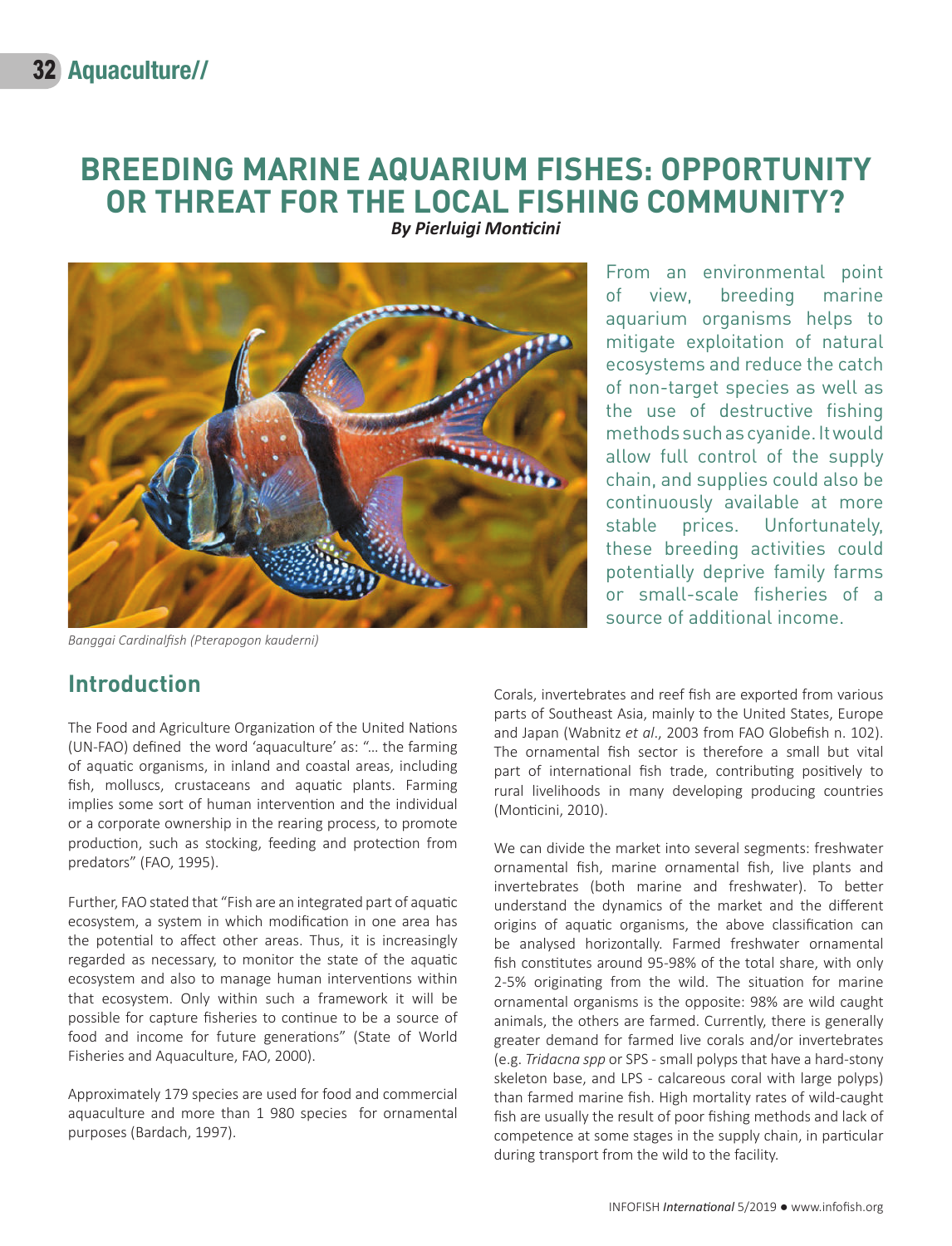# BREEDING MARINE AQUARIUM FISHES: OPPORTUNITY OR THREAT FOR THE LOCAL FISHING COMMUNITY?

***By Pierluigi Monticini***

*Banggai Cardinalfish (Pterapogon kauderni)*

From an environmental point of view, breeding marine aquarium organisms helps to mitigate exploitation of natural ecosystems and reduce the catch of non-target species as well as the use of destructive fishing methods such as cyanide. It would allow full control of the supply chain, and supplies could also be continuously available at more stable prices. Unfortunately, these breeding activities could potentially deprive family farms or small-scale fisheries of a source of additional income.

## Introduction

The Food and Agriculture Organization of the United Nations (UN-FAO) defined the word 'aquaculture' as: "... the farming of aquatic organisms, in inland and coastal areas, including fish, molluscs, crustaceans and aquatic plants. Farming implies some sort of human intervention and the individual or a corporate ownership in the rearing process, to promote production, such as stocking, feeding and protection from predators" (FAO, 1995).

Further, FAO stated that "Fish are an integrated part of aquatic ecosystem, a system in which modification in one area has the potential to affect other areas. Thus, it is increasingly regarded as necessary, to monitor the state of the aquatic ecosystem and also to manage human interventions within that ecosystem. Only within such a framework it will be possible for capture fisheries to continue to be a source of food and income for future generations" (State of World Fisheries and Aquaculture, FAO, 2000).

Approximately 179 species are used for food and commercial aquaculture and more than 1 980 species for ornamental purposes (Bardach, 1997).

Corals, invertebrates and reef fish are exported from various parts of Southeast Asia, mainly to the United States, Europe and Japan (Wabnitz *et al*., 2003 from FAO Globefish n. 102). The ornamental fish sector is therefore a small but vital part of international fish trade, contributing positively to rural livelihoods in many developing producing countries (Monticini, 2010).

We can divide the market into several segments: freshwater ornamental fish, marine ornamental fish, live plants and invertebrates (both marine and freshwater). To better understand the dynamics of the market and the different origins of aquatic organisms, the above classification can be analysed horizontally. Farmed freshwater ornamental fish constitutes around 95-98% of the total share, with only 2-5% originating from the wild. The situation for marine ornamental organisms is the opposite: 98% are wild caught animals, the others are farmed. Currently, there is generally greater demand for farmed live corals and/or invertebrates (e.g. *Tridacna spp* or SPS - small polyps that have a hard-stony skeleton base, and LPS - calcareous coral with large polyps) than farmed marine fish. High mortality rates of wild-caught fish are usually the result of poor fishing methods and lack of competence at some stages in the supply chain, in particular during transport from the wild to the facility.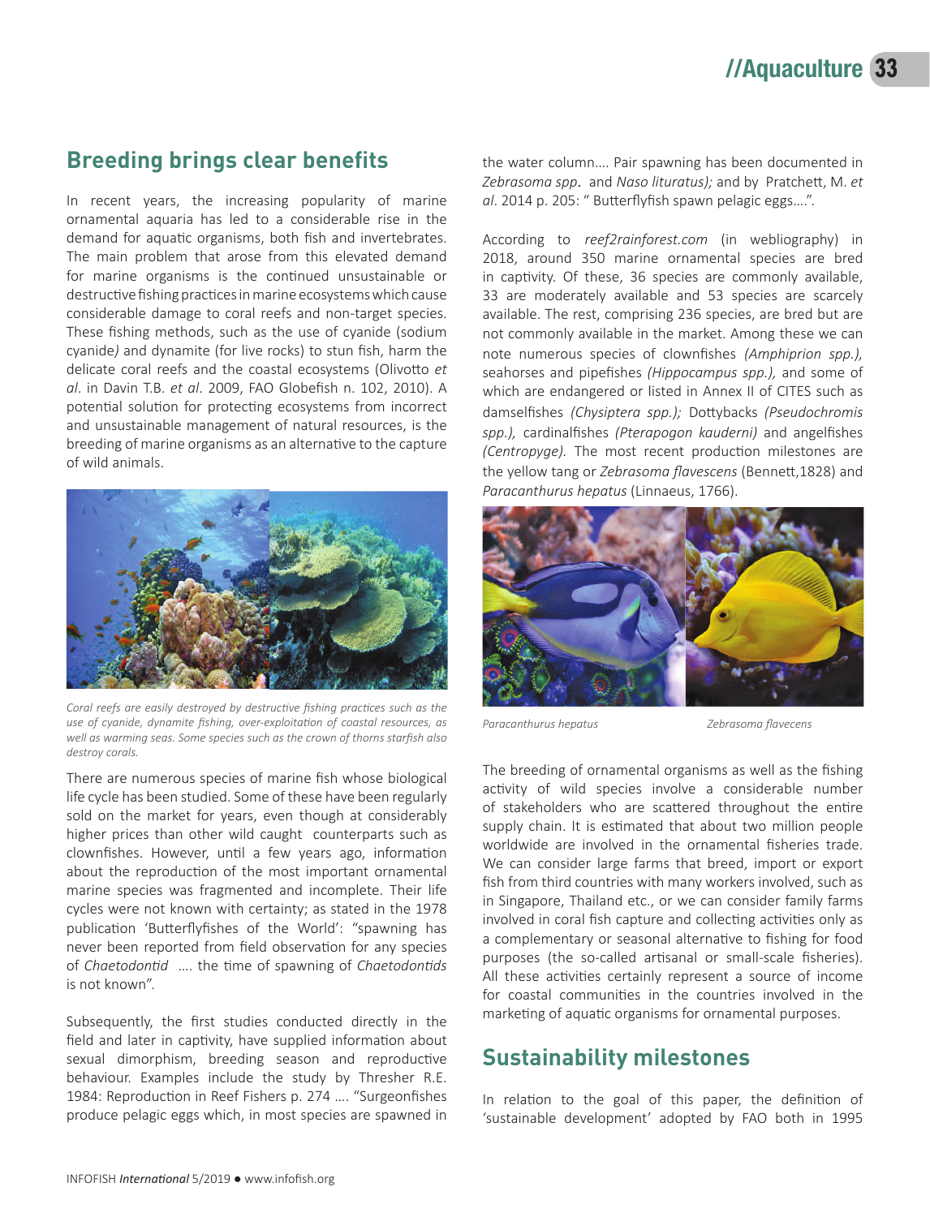## Breeding brings clear benefits

In recent years, the increasing popularity of marine ornamental aquaria has led to a considerable rise in the demand for aquatic organisms, both fish and invertebrates. The main problem that arose from this elevated demand for marine organisms is the continued unsustainable or destructive fishing practices in marine ecosystems which cause considerable damage to coral reefs and non-target species. These fishing methods, such as the use of cyanide (sodium cyanide) and dynamite (for live rocks) to stun fish, harm the delicate coral reefs and the coastal ecosystems (Olivotto *et al*. in Davin T.B. *et al*. 2009, FAO Globefish n. 102, 2010). A potential solution for protecting ecosystems from incorrect and unsustainable management of natural resources, is the breeding of marine organisms as an alternative to the capture of wild animals.

*Coral reefs are easily destroyed by destructive fishing practices such as the use of cyanide, dynamite fishing, over-exploitation of coastal resources, as well as warming seas. Some species such as the crown of thorns starfish also destroy corals.*

There are numerous species of marine fish whose biological life cycle has been studied. Some of these have been regularly sold on the market for years, even though at considerably higher prices than other wild caught counterparts such as clownfishes. However, until a few years ago, information about the reproduction of the most important ornamental marine species was fragmented and incomplete. Their life cycles were not known with certainty; as stated in the 1978 publication 'Butterflyfishes of the World': "spawning has never been reported from field observation for any species of *Chaetodontid* …. the time of spawning of *Chaetodontids* is not known".

Subsequently, the first studies conducted directly in the field and later in captivity, have supplied information about sexual dimorphism, breeding season and reproductive behaviour. Examples include the study by Thresher R.E. 1984: Reproduction in Reef Fishers p. 274 …. "Surgeonfishes produce pelagic eggs which, in most species are spawned in the water column…. Pair spawning has been documented in *Zebrasoma spp*. and *Naso lituratus);* and by Pratchett, M. *et al*. 2014 p. 205: " Butterflyfish spawn pelagic eggs….".

According to *reef2rainforest.com* (in webliography) in 2018, around 350 marine ornamental species are bred in captivity. Of these, 36 species are commonly available, 33 are moderately available and 53 species are scarcely available. The rest, comprising 236 species, are bred but are not commonly available in the market. Among these we can note numerous species of clownfishes *(Amphiprion spp.),* seahorses and pipefishes *(Hippocampus spp.),* and some of which are endangered or listed in Annex II of CITES such as damselfishes *(Chysiptera spp.);* Dottybacks *(Pseudochromis spp.),* cardinalfishes *(Pterapogon kauderni)* and angelfishes *(Centropyge).* The most recent production milestones are the yellow tang or *Zebrasoma flavescens* (Bennett,1828) and *Paracanthurus hepatus* (Linnaeus, 1766).

*Paracanthurus hepatus* *Zebrasoma flavecens*

The breeding of ornamental organisms as well as the fishing activity of wild species involve a considerable number of stakeholders who are scattered throughout the entire supply chain. It is estimated that about two million people worldwide are involved in the ornamental fisheries trade. We can consider large farms that breed, import or export fish from third countries with many workers involved, such as in Singapore, Thailand etc., or we can consider family farms involved in coral fish capture and collecting activities only as a complementary or seasonal alternative to fishing for food purposes (the so-called artisanal or small-scale fisheries). All these activities certainly represent a source of income for coastal communities in the countries involved in the marketing of aquatic organisms for ornamental purposes.

## Sustainability milestones

In relation to the goal of this paper, the definition of 'sustainable development' adopted by FAO both in 1995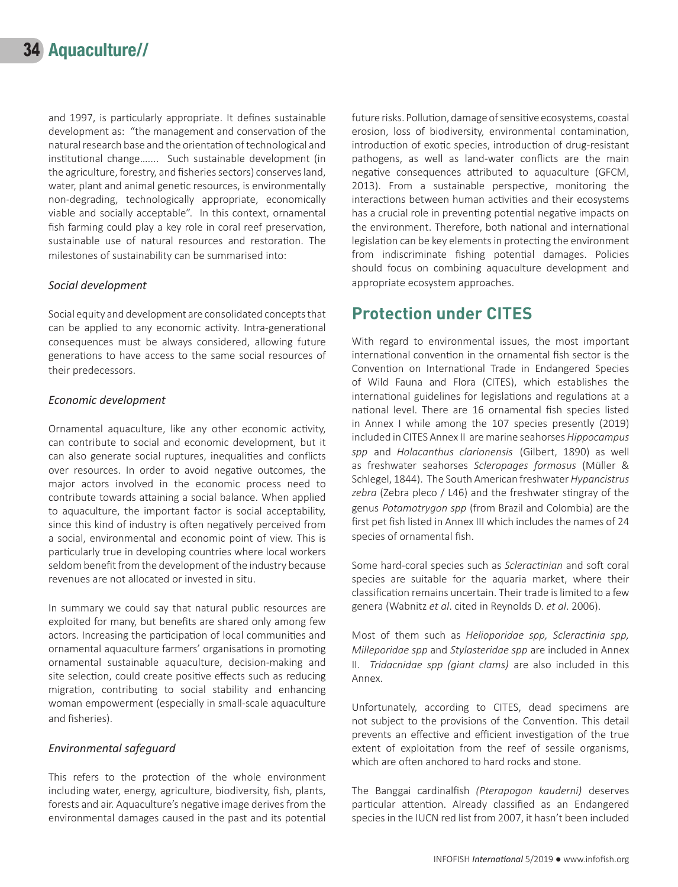and 1997, is particularly appropriate. It defines sustainable development as: "the management and conservation of the natural research base and the orientation of technological and institutional change....... Such sustainable development (in the agriculture, forestry, and fisheries sectors) conserves land, water, plant and animal genetic resources, is environmentally non-degrading, technologically appropriate, economically viable and socially acceptable". In this context, ornamental fish farming could play a key role in coral reef preservation, sustainable use of natural resources and restoration. The milestones of sustainability can be summarised into:

### *Social development*

Social equity and development are consolidated concepts that can be applied to any economic activity. Intra-generational consequences must be always considered, allowing future generations to have access to the same social resources of their predecessors.

### *Economic development*

Ornamental aquaculture, like any other economic activity, can contribute to social and economic development, but it can also generate social ruptures, inequalities and conflicts over resources. In order to avoid negative outcomes, the major actors involved in the economic process need to contribute towards attaining a social balance. When applied to aquaculture, the important factor is social acceptability, since this kind of industry is often negatively perceived from a social, environmental and economic point of view. This is particularly true in developing countries where local workers seldom benefit from the development of the industry because revenues are not allocated or invested in situ.

In summary we could say that natural public resources are exploited for many, but benefits are shared only among few actors. Increasing the participation of local communities and ornamental aquaculture farmers' organisations in promoting ornamental sustainable aquaculture, decision-making and site selection, could create positive effects such as reducing migration, contributing to social stability and enhancing woman empowerment (especially in small-scale aquaculture and fisheries).

### *Environmental safeguard*

This refers to the protection of the whole environment including water, energy, agriculture, biodiversity, fish, plants, forests and air. Aquaculture's negative image derives from the environmental damages caused in the past and its potential future risks. Pollution, damage of sensitive ecosystems, coastal erosion, loss of biodiversity, environmental contamination, introduction of exotic species, introduction of drug-resistant pathogens, as well as land-water conflicts are the main negative consequences attributed to aquaculture (GFCM, 2013). From a sustainable perspective, monitoring the interactions between human activities and their ecosystems has a crucial role in preventing potential negative impacts on the environment. Therefore, both national and international legislation can be key elements in protecting the environment from indiscriminate fishing potential damages. Policies should focus on combining aquaculture development and appropriate ecosystem approaches.

## Protection under CITES

With regard to environmental issues, the most important international convention in the ornamental fish sector is the Convention on International Trade in Endangered Species of Wild Fauna and Flora (CITES), which establishes the international guidelines for legislations and regulations at a national level. There are 16 ornamental fish species listed in Annex I while among the 107 species presently (2019) included in CITES Annex II are marine seahorses *Hippocampus spp* and *Holacanthus clarionensis* (Gilbert, 1890) as well as freshwater seahorses *Scleropages formosus* (Müller & Schlegel, 1844). The South American freshwater *Hypancistrus zebra* (Zebra pleco / L46) and the freshwater stingray of the genus *Potamotrygon spp* (from Brazil and Colombia) are the first pet fish listed in Annex III which includes the names of 24 species of ornamental fish.

Some hard-coral species such as *Scleractinian* and soft coral species are suitable for the aquaria market, where their classification remains uncertain. Their trade is limited to a few genera (Wabnitz *et al*. cited in Reynolds D. *et al*. 2006).

Most of them such as *Helioporidae spp, Scleractinia spp, Milleporidae spp* and *Stylasteridae spp* are included in Annex II. *Tridacnidae spp (giant clams)* are also included in this Annex.

Unfortunately, according to CITES, dead specimens are not subject to the provisions of the Convention. This detail prevents an effective and efficient investigation of the true extent of exploitation from the reef of sessile organisms, which are often anchored to hard rocks and stone.

The Banggai cardinalfish *(Pterapogon kauderni)* deserves particular attention. Already classified as an Endangered species in the IUCN red list from 2007, it hasn't been included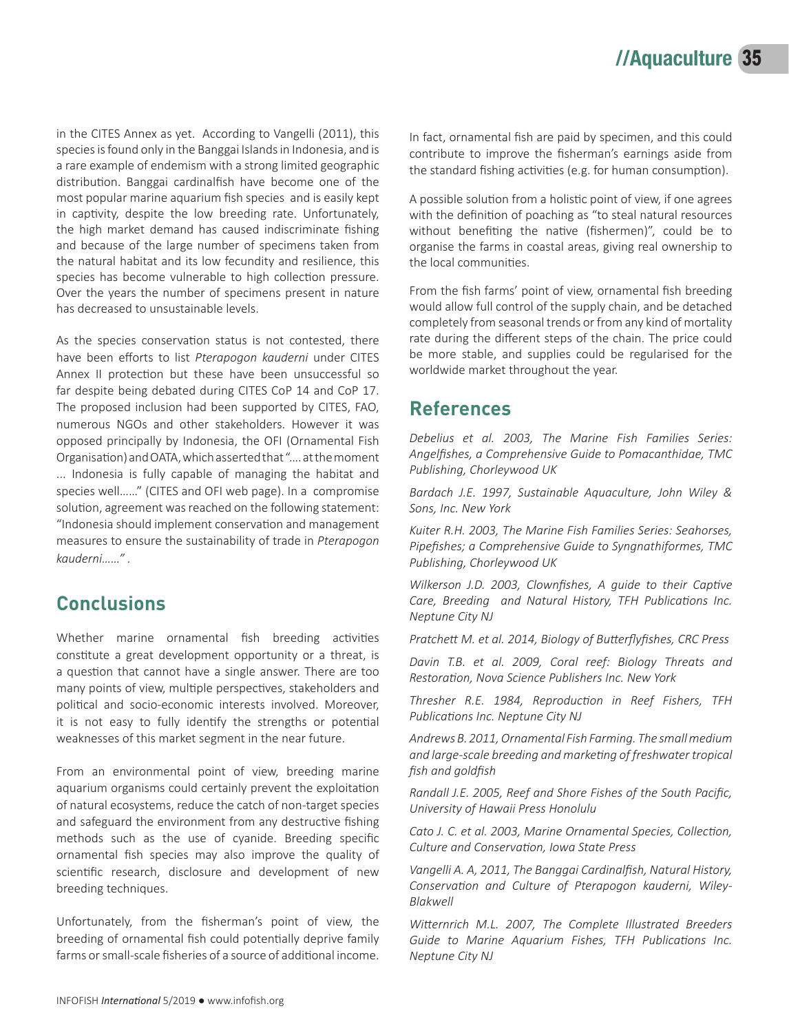in the CITES Annex as yet. According to Vangelli (2011), this species is found only in the Banggai Islands in Indonesia, and is a rare example of endemism with a strong limited geographic distribution. Banggai cardinalfish have become one of the most popular marine aquarium fish species and is easily kept in captivity, despite the low breeding rate. Unfortunately, the high market demand has caused indiscriminate fishing and because of the large number of specimens taken from the natural habitat and its low fecundity and resilience, this species has become vulnerable to high collection pressure. Over the years the number of specimens present in nature has decreased to unsustainable levels.

As the species conservation status is not contested, there have been efforts to list *Pterapogon kauderni* under CITES Annex II protection but these have been unsuccessful so far despite being debated during CITES CoP 14 and CoP 17. The proposed inclusion had been supported by CITES, FAO, numerous NGOs and other stakeholders. However it was opposed principally by Indonesia, the OFI (Ornamental Fish Organisation) and OATA, which asserted that "…. at the moment ... Indonesia is fully capable of managing the habitat and species well……" (CITES and OFI web page). In a compromise solution, agreement was reached on the following statement: "Indonesia should implement conservation and management measures to ensure the sustainability of trade in *Pterapogon kauderni……"* .

## Conclusions

Whether marine ornamental fish breeding activities constitute a great development opportunity or a threat, is a question that cannot have a single answer. There are too many points of view, multiple perspectives, stakeholders and political and socio-economic interests involved. Moreover, it is not easy to fully identify the strengths or potential weaknesses of this market segment in the near future.

From an environmental point of view, breeding marine aquarium organisms could certainly prevent the exploitation of natural ecosystems, reduce the catch of non-target species and safeguard the environment from any destructive fishing methods such as the use of cyanide. Breeding specific ornamental fish species may also improve the quality of scientific research, disclosure and development of new breeding techniques.

Unfortunately, from the fisherman's point of view, the breeding of ornamental fish could potentially deprive family farms or small-scale fisheries of a source of additional income. In fact, ornamental fish are paid by specimen, and this could contribute to improve the fisherman's earnings aside from the standard fishing activities (e.g. for human consumption).

A possible solution from a holistic point of view, if one agrees with the definition of poaching as "to steal natural resources without benefiting the native (fishermen)", could be to organise the farms in coastal areas, giving real ownership to the local communities.

From the fish farms' point of view, ornamental fish breeding would allow full control of the supply chain, and be detached completely from seasonal trends or from any kind of mortality rate during the different steps of the chain. The price could be more stable, and supplies could be regularised for the worldwide market throughout the year.

## References

*Debelius et al. 2003, The Marine Fish Families Series: Angelfishes, a Comprehensive Guide to Pomacanthidae, TMC Publishing, Chorleywood UK*

*Bardach J.E. 1997, Sustainable Aquaculture, John Wiley & Sons, Inc. New York*

*Kuiter R.H. 2003, The Marine Fish Families Series: Seahorses, Pipefishes; a Comprehensive Guide to Syngnathiformes, TMC Publishing, Chorleywood UK*

*Wilkerson J.D. 2003, Clownfishes, A guide to their Captive Care, Breeding and Natural History, TFH Publications Inc. Neptune City NJ*

*Pratchett M. et al. 2014, Biology of Butterflyfishes, CRC Press*

*Davin T.B. et al. 2009, Coral reef: Biology Threats and Restoration, Nova Science Publishers Inc. New York*

*Thresher R.E. 1984, Reproduction in Reef Fishers, TFH Publications Inc. Neptune City NJ*

*Andrews B. 2011, Ornamental Fish Farming. The small medium and large-scale breeding and marketing of freshwater tropical fish and goldfish*

*Randall J.E. 2005, Reef and Shore Fishes of the South Pacific, University of Hawaii Press Honolulu*

*Cato J. C. et al. 2003, Marine Ornamental Species, Collection, Culture and Conservation, Iowa State Press*

*Vangelli A. A, 2011, The Banggai Cardinalfish, Natural History, Conservation and Culture of Pterapogon kauderni, Wiley-Blakwell*

*Witternrich M.L. 2007, The Complete Illustrated Breeders Guide to Marine Aquarium Fishes, TFH Publications Inc. Neptune City NJ*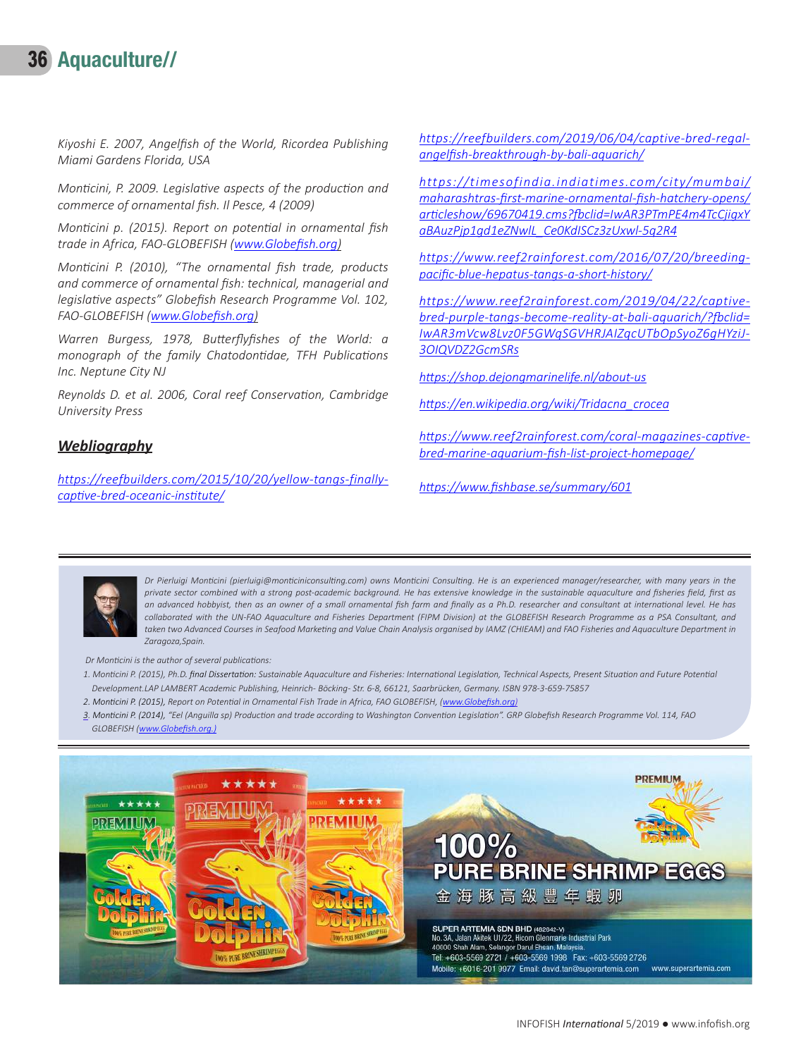*Kiyoshi E. 2007, Angelfish of the World, Ricordea Publishing Miami Gardens Florida, USA*

*Monticini, P. 2009. Legislative aspects of the production and commerce of ornamental fish. Il Pesce, 4 (2009)*

*Monticini p. (2015). Report on potential in ornamental fish trade in Africa, FAO-GLOBEFISH (www.Globefish.org)*

*Monticini P. (2010), "The ornamental fish trade, products and commerce of ornamental fish: technical, managerial and legislative aspects" Globefish Research Programme Vol. 102, FAO-GLOBEFISH (www.Globefish.org)*

*Warren Burgess, 1978, Butterflyfishes of the World: a monograph of the family Chatodontidae, TFH Publications Inc. Neptune City NJ*

*Reynolds D. et al. 2006, Coral reef Conservation, Cambridge University Press*

## *Webliography*

https://reefbuilders.com/2015/10/20/yellow-tangs-finally-captive-bred-oceanic-institute/

https://reefbuilders.com/2019/06/04/captive-bred-regal-angelfish-breakthrough-by-bali-aquarich/

https://timesofindia.indiatimes.com/city/mumbai/maharashtras-first-marine-ornamental-fish-hatchery-opens/articleshow/69670419.cms?fbclid=IwAR3PTmPE4m4TcCjigxYaBAuzPjp1gd1eZNwlL_Ce0KdISCz3zUxwl-5g2R4

https://www.reef2rainforest.com/2016/07/20/breeding-pacific-blue-hepatus-tangs-a-short-history/

https://www.reef2rainforest.com/2019/04/22/captive-bred-purple-tangs-become-reality-at-bali-aquarich/?fbclid=IwAR3mVcw8Lvz0F5GWqSGVHRJAIZqcUTbOpSyoZ6gHYziJ-3OIQVDZ2GcmSRs

https://shop.dejongmarinelife.nl/about-us

https://en.wikipedia.org/wiki/Tridacna_crocea

https://www.reef2rainforest.com/coral-magazines-captive-bred-marine-aquarium-fish-list-project-homepage/

https://www.fishbase.se/summary/601

---

*Dr Pierluigi Monticini (pierluigi@monticiniconsulting.com) owns Monticini Consulting. He is an experienced manager/researcher, with many years in the private sector combined with a strong post-academic background. He has extensive knowledge in the sustainable aquaculture and fisheries field, first as an advanced hobbyist, then as an owner of a small ornamental fish farm and finally as a Ph.D. researcher and consultant at international level. He has collaborated with the UN-FAO Aquaculture and Fisheries Department (FIPM Division) at the GLOBEFISH Research Programme as a PSA Consultant, and taken two Advanced Courses in Seafood Marketing and Value Chain Analysis organised by IAMZ (CHIEAM) and FAO Fisheries and Aquaculture Department in Zaragoza,Spain.*

*Dr Monticini is the author of several publications:*

1. *Monticini P. (2015), Ph.D. final Dissertation: Sustainable Aquaculture and Fisheries: International Legislation, Technical Aspects, Present Situation and Future Potential Development.LAP LAMBERT Academic Publishing, Heinrich- Böcking- Str. 6-8, 66121, Saarbrücken, Germany. ISBN 978-3-659-75857*
2. *Monticini P. (2015), Report on Potential in Ornamental Fish Trade in Africa, FAO GLOBEFISH, (www.Globefish.org)*
3. *Monticini P. (2014), "Eel (Anguilla sp) Production and trade according to Washington Convention Legislation". GRP Globefish Research Programme Vol. 114, FAO GLOBEFISH (www.Globefish.org.)*

---

PREMIUM Golden Dolphin

100% PURE BRINE SHRIMP EGGS

金海豚高級豐年蝦卵

SUPER ARTEMIA SDN BHD (482842-V)
No. 3A, Jalan Akitek U1/22, Hicom Glenmarie Industrial Park
40000 Shah Alam, Selangor Darul Ehsan, Malaysia.
Tel: +603-5569 2721 / +603-5569 1998 Fax: +603-5569 2726
Mobile: +6016-201 9977 Email: david.tan@superartemia.com www.superartemia.com